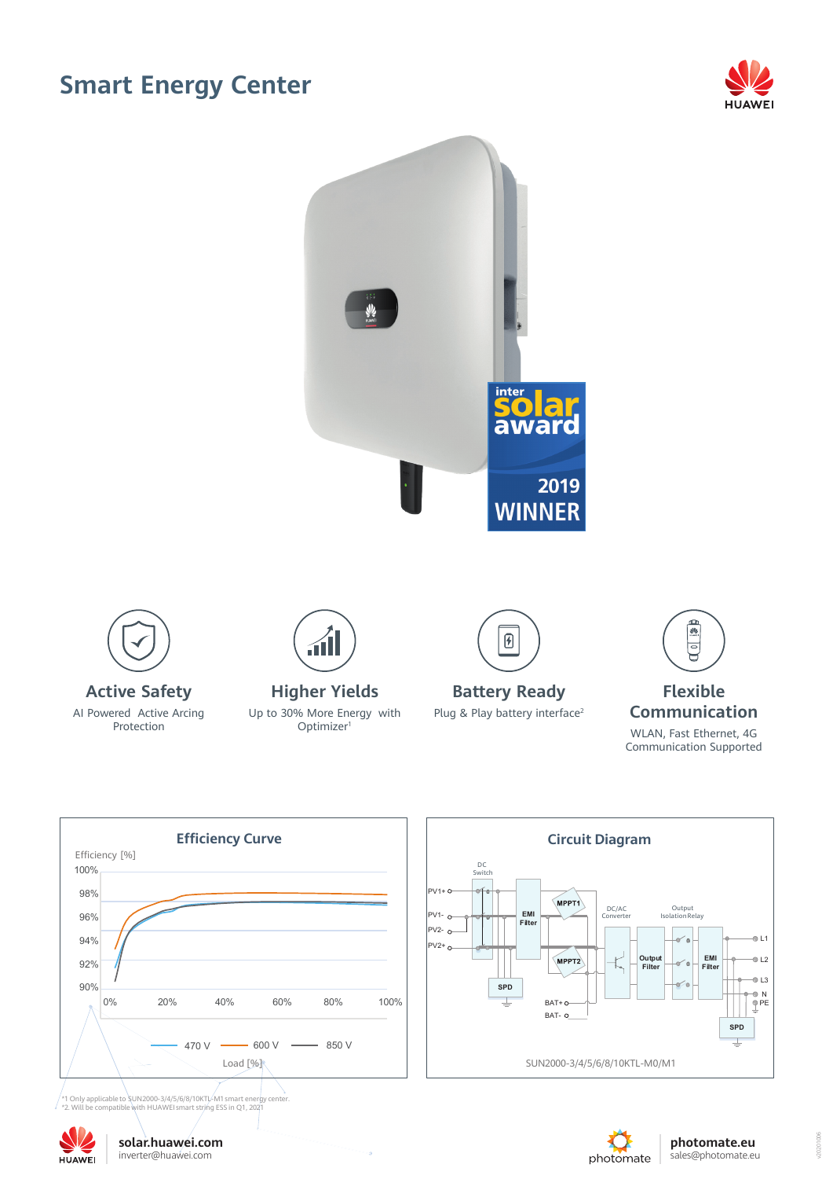# Smart Energy Center

inter solar award 2019 WINNER

### Active Safety

AI Powered Active Arcing Protection

### Higher Yields

Up to 30% More Energy with Optimizer[1]

### Battery Ready

Plug & Play battery interface[2]

### Flexible Communication

WLAN, Fast Ethernet, 4G Communication Supported

## Efficiency Curve

Efficiency [%]

100%, 98%, 96%, 94%, 92%, 90%

0%, 20%, 40%, 60%, 80%, 100%

Load [%]

470 V — 600 V — 850 V

## Circuit Diagram

PV1+, PV1-, PV2-, PV2+, DC Switch, EMI Filter, MPPT1, MPPT2, SPD, DC/AC Converter, Output Filter, Output Isolation Relay, EMI Filter, BAT+, BAT-, L1, L2, L3, N, PE, SPD

SUN2000-3/4/5/6/8/10KTL-M0/M1

*1 Only applicable to SUN2000-3/4/5/6/8/10KTL-M1 smart energy center.
*2. Will be compatible with HUAWEI smart string ESS in Q1, 2021

**solar.huawei.com**
inverter@huawei.com

**photomate.eu**
sales@photomate.eu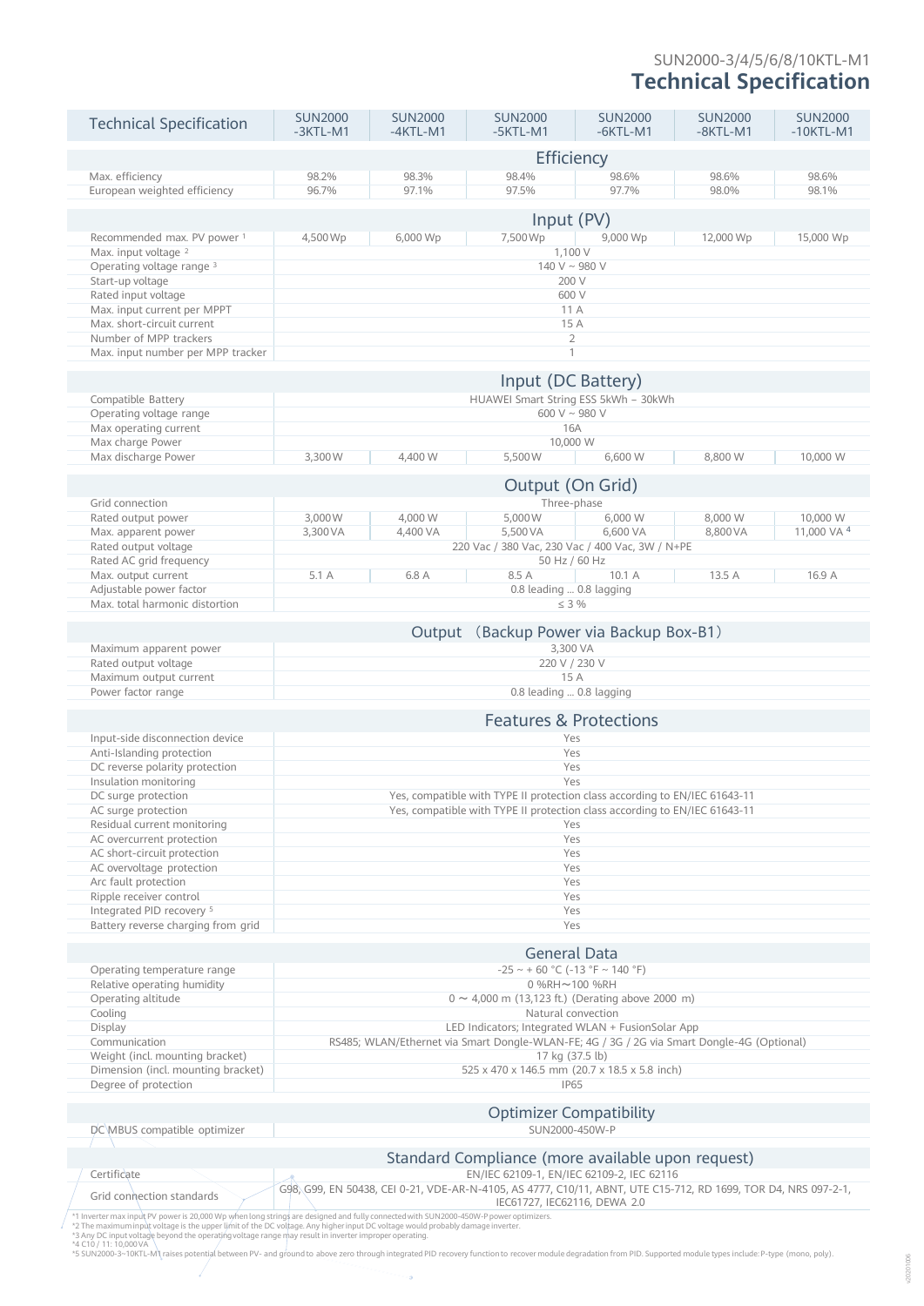SUN2000-3/4/5/6/8/10KTL-M1

# Technical Specification

| Technical Specification | SUN2000 -3KTL-M1 | SUN2000 -4KTL-M1 | SUN2000 -5KTL-M1 | SUN2000 -6KTL-M1 | SUN2000 -8KTL-M1 | SUN2000 -10KTL-M1 |
|---|---|---|---|---|---|---|
| **Efficiency** | | | | | | |
| Max. efficiency | 98.2% | 98.3% | 98.4% | 98.6% | 98.6% | 98.6% |
| European weighted efficiency | 96.7% | 97.1% | 97.5% | 97.7% | 98.0% | 98.1% |
| **Input (PV)** | | | | | | |
| Recommended max. PV power [1] | 4,500 Wp | 6,000 Wp | 7,500 Wp | 9,000 Wp | 12,000 Wp | 15,000 Wp |
| Max. input voltage [2] | 1,100 V | | | | | |
| Operating voltage range [3] | 140 V ~ 980 V | | | | | |
| Start-up voltage | 200 V | | | | | |
| Rated input voltage | 600 V | | | | | |
| Max. input current per MPPT | 11 A | | | | | |
| Max. short-circuit current | 15 A | | | | | |
| Number of MPP trackers | 2 | | | | | |
| Max. input number per MPP tracker | 1 | | | | | |
| **Input (DC Battery)** | | | | | | |
| Compatible Battery | HUAWEI Smart String ESS 5kWh – 30kWh | | | | | |
| Operating voltage range | 600 V ~ 980 V | | | | | |
| Max operating current | 16A | | | | | |
| Max charge Power | 10,000 W | | | | | |
| Max discharge Power | 3,300 W | 4,400 W | 5,500 W | 6,600 W | 8,800 W | 10,000 W |
| **Output (On Grid)** | | | | | | |
| Grid connection | Three-phase | | | | | |
| Rated output power | 3,000 W | 4,000 W | 5,000 W | 6,000 W | 8,000 W | 10,000 W |
| Max. apparent power | 3,300 VA | 4,400 VA | 5,500 VA | 6,600 VA | 8,800 VA | 11,000 VA [4] |
| Rated output voltage | 220 Vac / 380 Vac, 230 Vac / 400 Vac, 3W / N+PE | | | | | |
| Rated AC grid frequency | 50 Hz / 60 Hz | | | | | |
| Max. output current | 5.1 A | 6.8 A | 8.5 A | 10.1 A | 13.5 A | 16.9 A |
| Adjustable power factor | 0.8 leading ... 0.8 lagging | | | | | |
| Max. total harmonic distortion | ≤ 3 % | | | | | |
| **Output （Backup Power via Backup Box-B1）** | | | | | | |
| Maximum apparent power | 3,300 VA | | | | | |
| Rated output voltage | 220 V / 230 V | | | | | |
| Maximum output current | 15 A | | | | | |
| Power factor range | 0.8 leading ... 0.8 lagging | | | | | |
| **Features & Protections** | | | | | | |
| Input-side disconnection device | Yes | | | | | |
| Anti-Islanding protection | Yes | | | | | |
| DC reverse polarity protection | Yes | | | | | |
| Insulation monitoring | Yes | | | | | |
| DC surge protection | Yes, compatible with TYPE II protection class according to EN/IEC 61643-11 | | | | | |
| AC surge protection | Yes, compatible with TYPE II protection class according to EN/IEC 61643-11 | | | | | |
| Residual current monitoring | Yes | | | | | |
| AC overcurrent protection | Yes | | | | | |
| AC short-circuit protection | Yes | | | | | |
| AC overvoltage protection | Yes | | | | | |
| Arc fault protection | Yes | | | | | |
| Ripple receiver control | Yes | | | | | |
| Integrated PID recovery [5] | Yes | | | | | |
| Battery reverse charging from grid | Yes | | | | | |
| **General Data** | | | | | | |
| Operating temperature range | -25 ~ + 60 °C (-13 °F ~ 140 °F) | | | | | |
| Relative operating humidity | 0 %RH～100 %RH | | | | | |
| Operating altitude | 0 ～ 4,000 m (13,123 ft.) (Derating above 2000 m) | | | | | |
| Cooling | Natural convection | | | | | |
| Display | LED Indicators; Integrated WLAN + FusionSolar App | | | | | |
| Communication | RS485; WLAN/Ethernet via Smart Dongle-WLAN-FE; 4G / 3G / 2G via Smart Dongle-4G (Optional) | | | | | |
| Weight (incl. mounting bracket) | 17 kg (37.5 lb) | | | | | |
| Dimension (incl. mounting bracket) | 525 x 470 x 146.5 mm (20.7 x 18.5 x 5.8 inch) | | | | | |
| Degree of protection | IP65 | | | | | |
| **Optimizer Compatibility** | | | | | | |
| DC MBUS compatible optimizer | SUN2000-450W-P | | | | | |
| **Standard Compliance (more available upon request)** | | | | | | |
| Certificate | EN/IEC 62109-1, EN/IEC 62109-2, IEC 62116 | | | | | |
| Grid connection standards | G98, G99, EN 50438, CEI 0-21, VDE-AR-N-4105, AS 4777, C10/11, ABNT, UTE C15-712, RD 1699, TOR D4, NRS 097-2-1, IEC61727, IEC62116, DEWA 2.0 | | | | | |

*1 Inverter max input PV power is 20,000 Wp when long strings are designed and fully connected with SUN2000-450W-P power optimizers.
*2 The maximum input voltage is the upper limit of the DC voltage. Any higher input DC voltage would probably damage inverter.
*3 Any DC input voltage beyond the operating voltage range may result in inverter improper operating.
*4 C10 / 11: 10,000 VA
*5 SUN2000-3~10KTL-M1 raises potential between PV- and ground to above zero through integrated PID recovery function to recover module degradation from PID. Supported module types include: P-type (mono, poly).